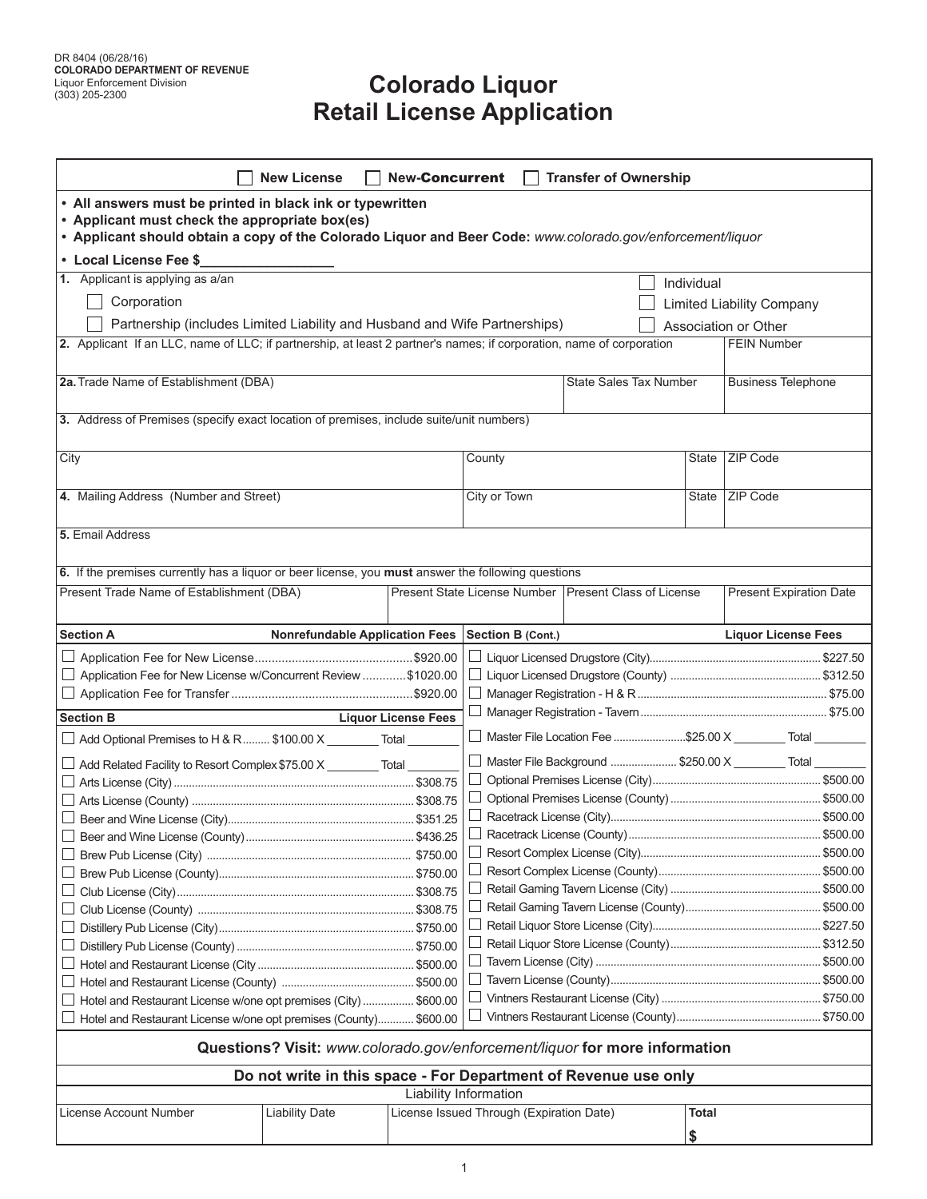DR 8404 (06/28/16)
**COLORADO DEPARTMENT OF REVENUE**
Liquor Enforcement Division
(303) 205-2300

# Colorado Liquor Retail License Application

☐ **New License** ☐ **New-Concurrent** ☐ **Transfer of Ownership**

- **All answers must be printed in black ink or typewritten**
- **Applicant must check the appropriate box(es)**
- **Applicant should obtain a copy of the Colorado Liquor and Beer Code:** *www.colorado.gov/enforcement/liquor*
- **Local License Fee $_________________**

**1.** Applicant is applying as a/an

☐ Individual
☐ Corporation
☐ Limited Liability Company
☐ Partnership (includes Limited Liability and Husband and Wife Partnerships)
☐ Association or Other

| **2.** Applicant If an LLC, name of LLC; if partnership, at least 2 partner's names; if corporation, name of corporation | | | FEIN Number |
|---|---|---|---|
| **2a.** Trade Name of Establishment (DBA) | State Sales Tax Number | | Business Telephone |
| **3.** Address of Premises (specify exact location of premises, include suite/unit numbers) | | | |
| City | County | State | ZIP Code |
| **4.** Mailing Address (Number and Street) | City or Town | State | ZIP Code |
| **5.** Email Address | | | |

**6.** If the premises currently has a liquor or beer license, you **must** answer the following questions

| Present Trade Name of Establishment (DBA) | Present State License Number | Present Class of License | Present Expiration Date |
|---|---|---|---|
| | | | |

**Section A — Nonrefundable Application Fees**

- ☐ Application Fee for New License .......... $920.00
- ☐ Application Fee for New License w/Concurrent Review .......... $1020.00
- ☐ Application Fee for Transfer .......... $920.00

**Section B — Liquor License Fees**

- ☐ Add Optional Premises to H & R .......... $100.00 X ________ Total ________
- ☐ Add Related Facility to Resort Complex $75.00 X ________ Total ________
- ☐ Arts License (City) .......... $308.75
- ☐ Arts License (County) .......... $308.75
- ☐ Beer and Wine License (City) .......... $351.25
- ☐ Beer and Wine License (County) .......... $436.25
- ☐ Brew Pub License (City) .......... $750.00
- ☐ Brew Pub License (County) .......... $750.00
- ☐ Club License (City) .......... $308.75
- ☐ Club License (County) .......... $308.75
- ☐ Distillery Pub License (City) .......... $750.00
- ☐ Distillery Pub License (County) .......... $750.00
- ☐ Hotel and Restaurant License (City .......... $500.00
- ☐ Hotel and Restaurant License (County) .......... $500.00
- ☐ Hotel and Restaurant License w/one opt premises (City) .......... $600.00
- ☐ Hotel and Restaurant License w/one opt premises (County) .......... $600.00

**Section B (Cont.) — Liquor License Fees**

- ☐ Liquor Licensed Drugstore (City) .......... $227.50
- ☐ Liquor Licensed Drugstore (County) .......... $312.50
- ☐ Manager Registration - H & R .......... $75.00
- ☐ Manager Registration - Tavern .......... $75.00
- ☐ Master File Location Fee .......... $25.00 X ________ Total ________
- ☐ Master File Background .......... $250.00 X ________ Total ________
- ☐ Optional Premises License (City) .......... $500.00
- ☐ Optional Premises License (County) .......... $500.00
- ☐ Racetrack License (City) .......... $500.00
- ☐ Racetrack License (County) .......... $500.00
- ☐ Resort Complex License (City) .......... $500.00
- ☐ Resort Complex License (County) .......... $500.00
- ☐ Retail Gaming Tavern License (City) .......... $500.00
- ☐ Retail Gaming Tavern License (County) .......... $500.00
- ☐ Retail Liquor Store License (City) .......... $227.50
- ☐ Retail Liquor Store License (County) .......... $312.50
- ☐ Tavern License (City) .......... $500.00
- ☐ Tavern License (County) .......... $500.00
- ☐ Vintners Restaurant License (City) .......... $750.00
- ☐ Vintners Restaurant License (County) .......... $750.00

**Questions? Visit:** *www.colorado.gov/enforcement/liquor* **for more information**

**Do not write in this space - For Department of Revenue use only**

Liability Information

| License Account Number | Liability Date | License Issued Through (Expiration Date) | **Total** |
|---|---|---|---|
| | | | **$** |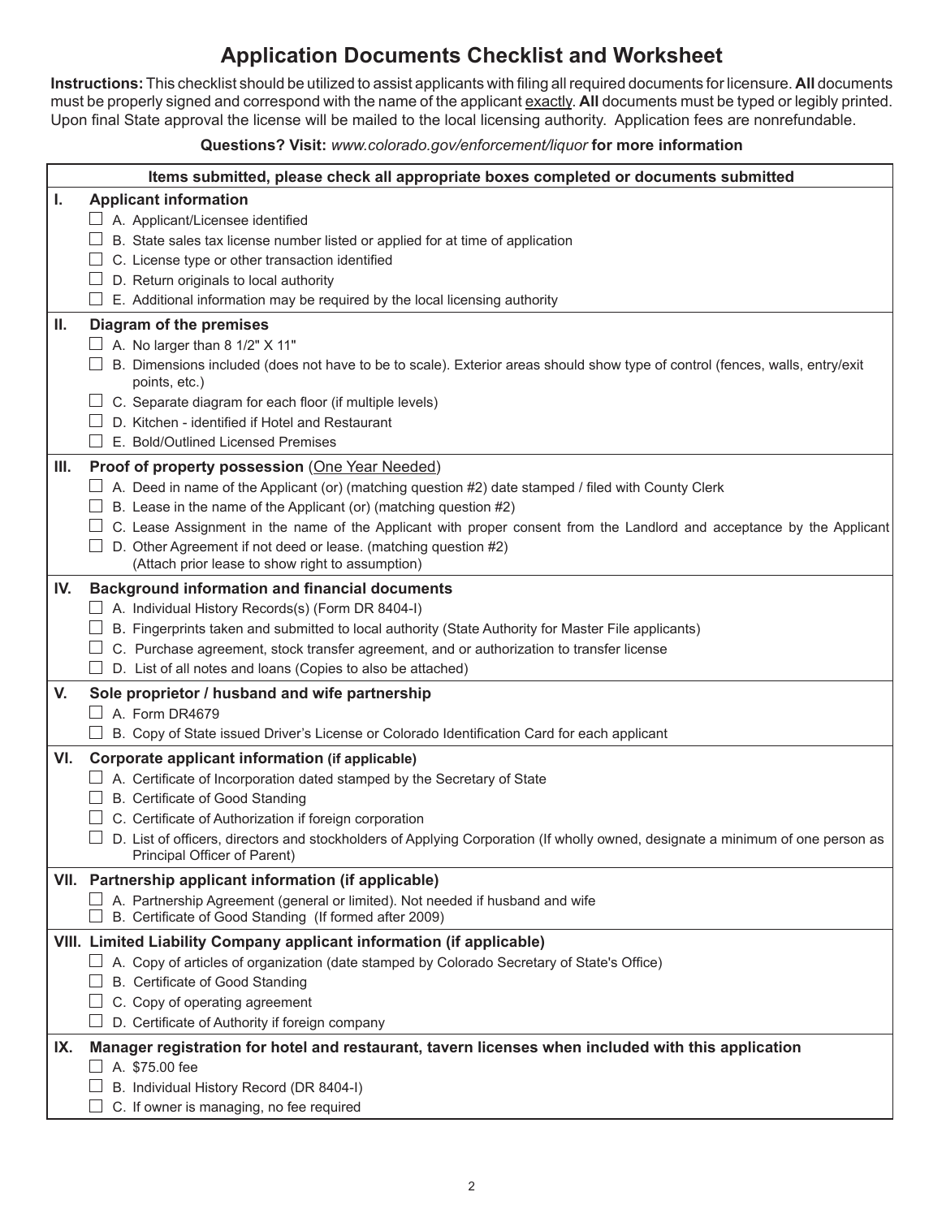# Application Documents Checklist and Worksheet

**Instructions:** This checklist should be utilized to assist applicants with filing all required documents for licensure. **All** documents must be properly signed and correspond with the name of the applicant exactly. **All** documents must be typed or legibly printed. Upon final State approval the license will be mailed to the local licensing authority. Application fees are nonrefundable.

**Questions? Visit:** *www.colorado.gov/enforcement/liquor* **for more information**

**Items submitted, please check all appropriate boxes completed or documents submitted**

**I. Applicant information**

- ☐ A. Applicant/Licensee identified
- ☐ B. State sales tax license number listed or applied for at time of application
- ☐ C. License type or other transaction identified
- ☐ D. Return originals to local authority
- ☐ E. Additional information may be required by the local licensing authority

**II. Diagram of the premises**

- ☐ A. No larger than 8 1/2" X 11"
- ☐ B. Dimensions included (does not have to be to scale). Exterior areas should show type of control (fences, walls, entry/exit points, etc.)
- ☐ C. Separate diagram for each floor (if multiple levels)
- ☐ D. Kitchen - identified if Hotel and Restaurant
- ☐ E. Bold/Outlined Licensed Premises

**III. Proof of property possession** (One Year Needed)

- ☐ A. Deed in name of the Applicant (or) (matching question #2) date stamped / filed with County Clerk
- ☐ B. Lease in the name of the Applicant (or) (matching question #2)
- ☐ C. Lease Assignment in the name of the Applicant with proper consent from the Landlord and acceptance by the Applicant
- ☐ D. Other Agreement if not deed or lease. (matching question #2)
  (Attach prior lease to show right to assumption)

**IV. Background information and financial documents**

- ☐ A. Individual History Records(s) (Form DR 8404-I)
- ☐ B. Fingerprints taken and submitted to local authority (State Authority for Master File applicants)
- ☐ C. Purchase agreement, stock transfer agreement, and or authorization to transfer license
- ☐ D. List of all notes and loans (Copies to also be attached)

**V. Sole proprietor / husband and wife partnership**

- ☐ A. Form DR4679
- ☐ B. Copy of State issued Driver's License or Colorado Identification Card for each applicant

**VI. Corporate applicant information (if applicable)**

- ☐ A. Certificate of Incorporation dated stamped by the Secretary of State
- ☐ B. Certificate of Good Standing
- ☐ C. Certificate of Authorization if foreign corporation
- ☐ D. List of officers, directors and stockholders of Applying Corporation (If wholly owned, designate a minimum of one person as Principal Officer of Parent)

**VII. Partnership applicant information (if applicable)**

- ☐ A. Partnership Agreement (general or limited). Not needed if husband and wife
- ☐ B. Certificate of Good Standing (If formed after 2009)

**VIII. Limited Liability Company applicant information (if applicable)**

- ☐ A. Copy of articles of organization (date stamped by Colorado Secretary of State's Office)
- ☐ B. Certificate of Good Standing
- ☐ C. Copy of operating agreement
- ☐ D. Certificate of Authority if foreign company

**IX. Manager registration for hotel and restaurant, tavern licenses when included with this application**

- ☐ A. $75.00 fee
- ☐ B. Individual History Record (DR 8404-I)
- ☐ C. If owner is managing, no fee required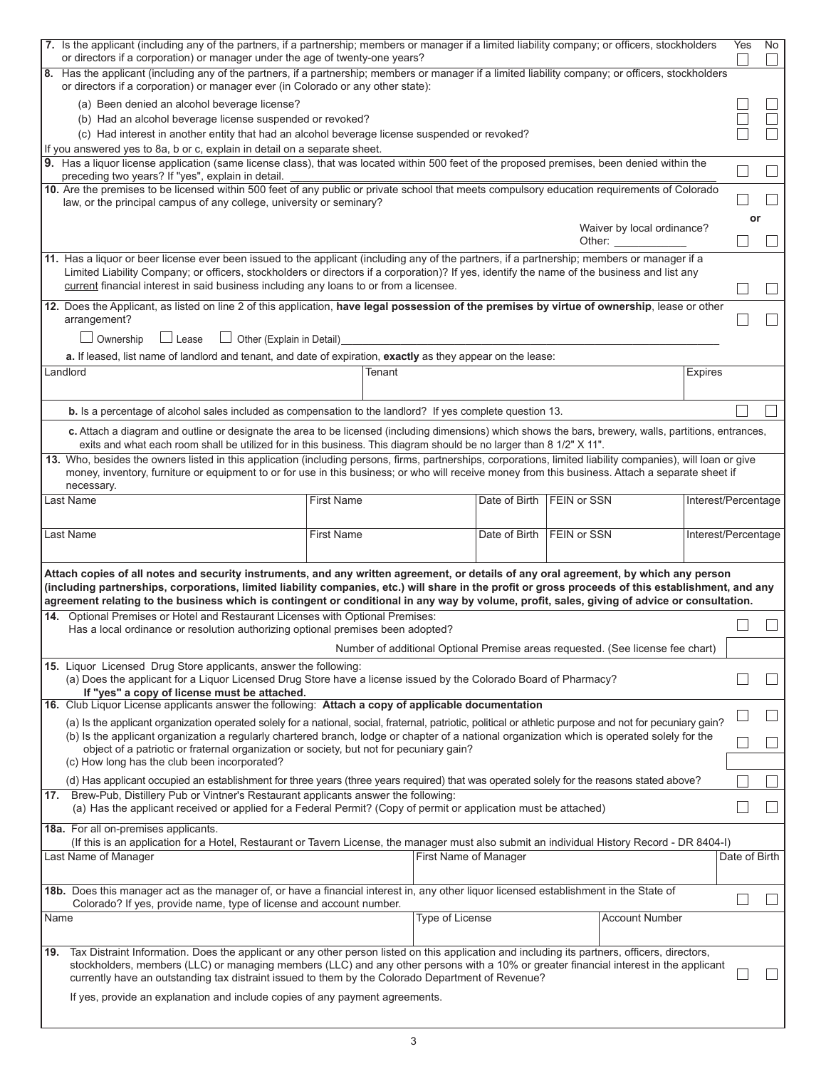| | Yes | No |
|---|---|---|
| **7.** Is the applicant (including any of the partners, if a partnership; members or manager if a limited liability company; or officers, stockholders or directors if a corporation) or manager under the age of twenty-one years? | ☐ | ☐ |
| **8.** Has the applicant (including any of the partners, if a partnership; members or manager if a limited liability company; or officers, stockholders or directors if a corporation) or manager ever (in Colorado or any other state): | | |
| (a) Been denied an alcohol beverage license? | ☐ | ☐ |
| (b) Had an alcohol beverage license suspended or revoked? | ☐ | ☐ |
| (c) Had interest in another entity that had an alcohol beverage license suspended or revoked? | ☐ | ☐ |
| If you answered yes to 8a, b or c, explain in detail on a separate sheet. | | |
| **9.** Has a liquor license application (same license class), that was located within 500 feet of the proposed premises, been denied within the preceding two years? If "yes", explain in detail. ____________ | ☐ | ☐ |
| **10.** Are the premises to be licensed within 500 feet of any public or private school that meets compulsory education requirements of Colorado law, or the principal campus of any college, university or seminary? | ☐ | ☐ |
| **or** | | |
| Waiver by local ordinance? Other: ____________ | ☐ | ☐ |
| **11.** Has a liquor or beer license ever been issued to the applicant (including any of the partners, if a partnership; members or manager if a Limited Liability Company; or officers, stockholders or directors if a corporation)? If yes, identify the name of the business and list any current financial interest in said business including any loans to or from a licensee. | ☐ | ☐ |
| **12.** Does the Applicant, as listed on line 2 of this application, **have legal possession of the premises by virtue of ownership**, lease or other arrangement? | ☐ | ☐ |

☐ Ownership ☐ Lease ☐ Other (Explain in Detail) ____________

**a.** If leased, list name of landlord and tenant, and date of expiration, **exactly** as they appear on the lease:

| Landlord | Tenant | Expires |
|---|---|---|
| | | |

| | Yes | No |
|---|---|---|
| **b.** Is a percentage of alcohol sales included as compensation to the landlord? If yes complete question 13. | ☐ | ☐ |

**c.** Attach a diagram and outline or designate the area to be licensed (including dimensions) which shows the bars, brewery, walls, partitions, entrances, exits and what each room shall be utilized for in this business. This diagram should be no larger than 8 1/2" X 11".

**13.** Who, besides the owners listed in this application (including persons, firms, partnerships, corporations, limited liability companies), will loan or give money, inventory, furniture or equipment to or for use in this business; or who will receive money from this business. Attach a separate sheet if necessary.

| Last Name | First Name | Date of Birth | FEIN or SSN | Interest/Percentage |
|---|---|---|---|---|
| | | | | |
| Last Name | First Name | Date of Birth | FEIN or SSN | Interest/Percentage |
| | | | | |

**Attach copies of all notes and security instruments, and any written agreement, or details of any oral agreement, by which any person (including partnerships, corporations, limited liability companies, etc.) will share in the profit or gross proceeds of this establishment, and any agreement relating to the business which is contingent or conditional in any way by volume, profit, sales, giving of advice or consultation.**

| | Yes | No |
|---|---|---|
| **14.** Optional Premises or Hotel and Restaurant Licenses with Optional Premises: Has a local ordinance or resolution authorizing optional premises been adopted? | ☐ | ☐ |
| Number of additional Optional Premise areas requested. (See license fee chart) | | |
| **15.** Liquor Licensed Drug Store applicants, answer the following: (a) Does the applicant for a Liquor Licensed Drug Store have a license issued by the Colorado Board of Pharmacy? **If "yes" a copy of license must be attached.** | ☐ | ☐ |
| **16.** Club Liquor License applicants answer the following: **Attach a copy of applicable documentation** | | |
| (a) Is the applicant organization operated solely for a national, social, fraternal, patriotic, political or athletic purpose and not for pecuniary gain? | ☐ | ☐ |
| (b) Is the applicant organization a regularly chartered branch, lodge or chapter of a national organization which is operated solely for the object of a patriotic or fraternal organization or society, but not for pecuniary gain? | ☐ | ☐ |
| (c) How long has the club been incorporated? | | |
| (d) Has applicant occupied an establishment for three years (three years required) that was operated solely for the reasons stated above? | ☐ | ☐ |
| **17.** Brew-Pub, Distillery Pub or Vintner's Restaurant applicants answer the following: (a) Has the applicant received or applied for a Federal Permit? (Copy of permit or application must be attached) | ☐ | ☐ |

**18a.** For all on-premises applicants.
(If this is an application for a Hotel, Restaurant or Tavern License, the manager must also submit an individual History Record - DR 8404-I)

| Last Name of Manager | First Name of Manager | Date of Birth |
|---|---|---|
| | | |

| | Yes | No |
|---|---|---|
| **18b.** Does this manager act as the manager of, or have a financial interest in, any other liquor licensed establishment in the State of Colorado? If yes, provide name, type of license and account number. | ☐ | ☐ |

| Name | Type of License | Account Number |
|---|---|---|
| | | |

| | Yes | No |
|---|---|---|
| **19.** Tax Distraint Information. Does the applicant or any other person listed on this application and including its partners, officers, directors, stockholders, members (LLC) or managing members (LLC) and any other persons with a 10% or greater financial interest in the applicant currently have an outstanding tax distraint issued to them by the Colorado Department of Revenue? | ☐ | ☐ |

If yes, provide an explanation and include copies of any payment agreements.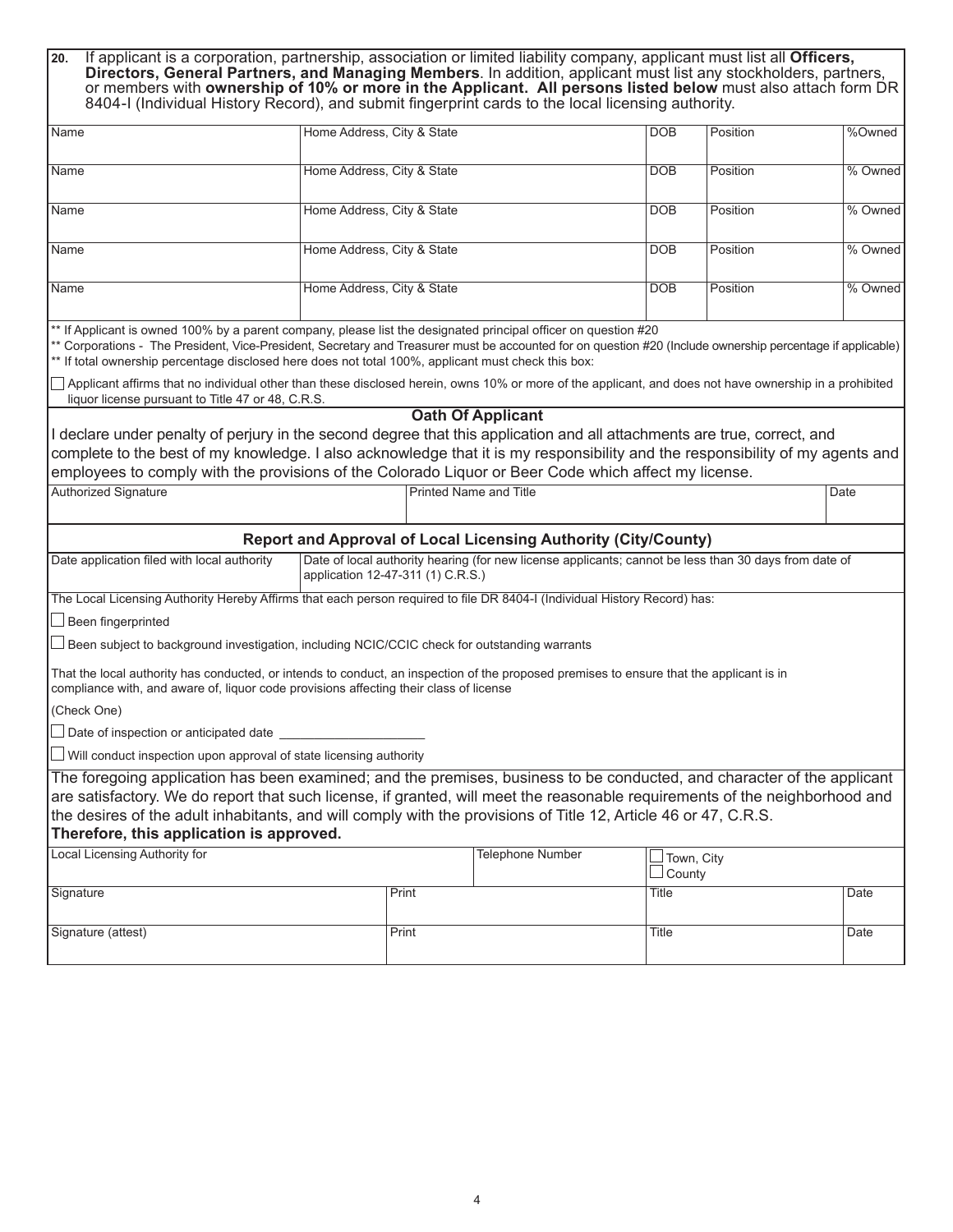**20.** If applicant is a corporation, partnership, association or limited liability company, applicant must list all **Officers, Directors, General Partners, and Managing Members**. In addition, applicant must list any stockholders, partners, or members with **ownership of 10% or more in the Applicant. All persons listed below** must also attach form DR 8404-I (Individual History Record), and submit fingerprint cards to the local licensing authority.

| Name | Home Address, City & State | DOB | Position | %Owned |
|---|---|---|---|---|
| Name | Home Address, City & State | DOB | Position | % Owned |
| Name | Home Address, City & State | DOB | Position | % Owned |
| Name | Home Address, City & State | DOB | Position | % Owned |
| Name | Home Address, City & State | DOB | Position | % Owned |

** If Applicant is owned 100% by a parent company, please list the designated principal officer on question #20

** Corporations - The President, Vice-President, Secretary and Treasurer must be accounted for on question #20 (Include ownership percentage if applicable)

** If total ownership percentage disclosed here does not total 100%, applicant must check this box:

☐ Applicant affirms that no individual other than these disclosed herein, owns 10% or more of the applicant, and does not have ownership in a prohibited liquor license pursuant to Title 47 or 48, C.R.S.

## Oath Of Applicant

I declare under penalty of perjury in the second degree that this application and all attachments are true, correct, and complete to the best of my knowledge. I also acknowledge that it is my responsibility and the responsibility of my agents and employees to comply with the provisions of the Colorado Liquor or Beer Code which affect my license.

| Authorized Signature | Printed Name and Title | Date |
|---|---|---|
| | | |

## Report and Approval of Local Licensing Authority (City/County)

| Date application filed with local authority | Date of local authority hearing (for new license applicants; cannot be less than 30 days from date of application 12-47-311 (1) C.R.S.) |
|---|---|
| | |

The Local Licensing Authority Hereby Affirms that each person required to file DR 8404-I (Individual History Record) has:

☐ Been fingerprinted

☐ Been subject to background investigation, including NCIC/CCIC check for outstanding warrants

That the local authority has conducted, or intends to conduct, an inspection of the proposed premises to ensure that the applicant is in compliance with, and aware of, liquor code provisions affecting their class of license

(Check One)

☐ Date of inspection or anticipated date ____________________

☐ Will conduct inspection upon approval of state licensing authority

The foregoing application has been examined; and the premises, business to be conducted, and character of the applicant are satisfactory. We do report that such license, if granted, will meet the reasonable requirements of the neighborhood and the desires of the adult inhabitants, and will comply with the provisions of Title 12, Article 46 or 47, C.R.S.

**Therefore, this application is approved.**

| Local Licensing Authority for | Telephone Number | ☐ Town, City ☐ County |
|---|---|---|
| | | |

| Signature | Print | Title | Date |
|---|---|---|---|
| Signature (attest) | Print | Title | Date |